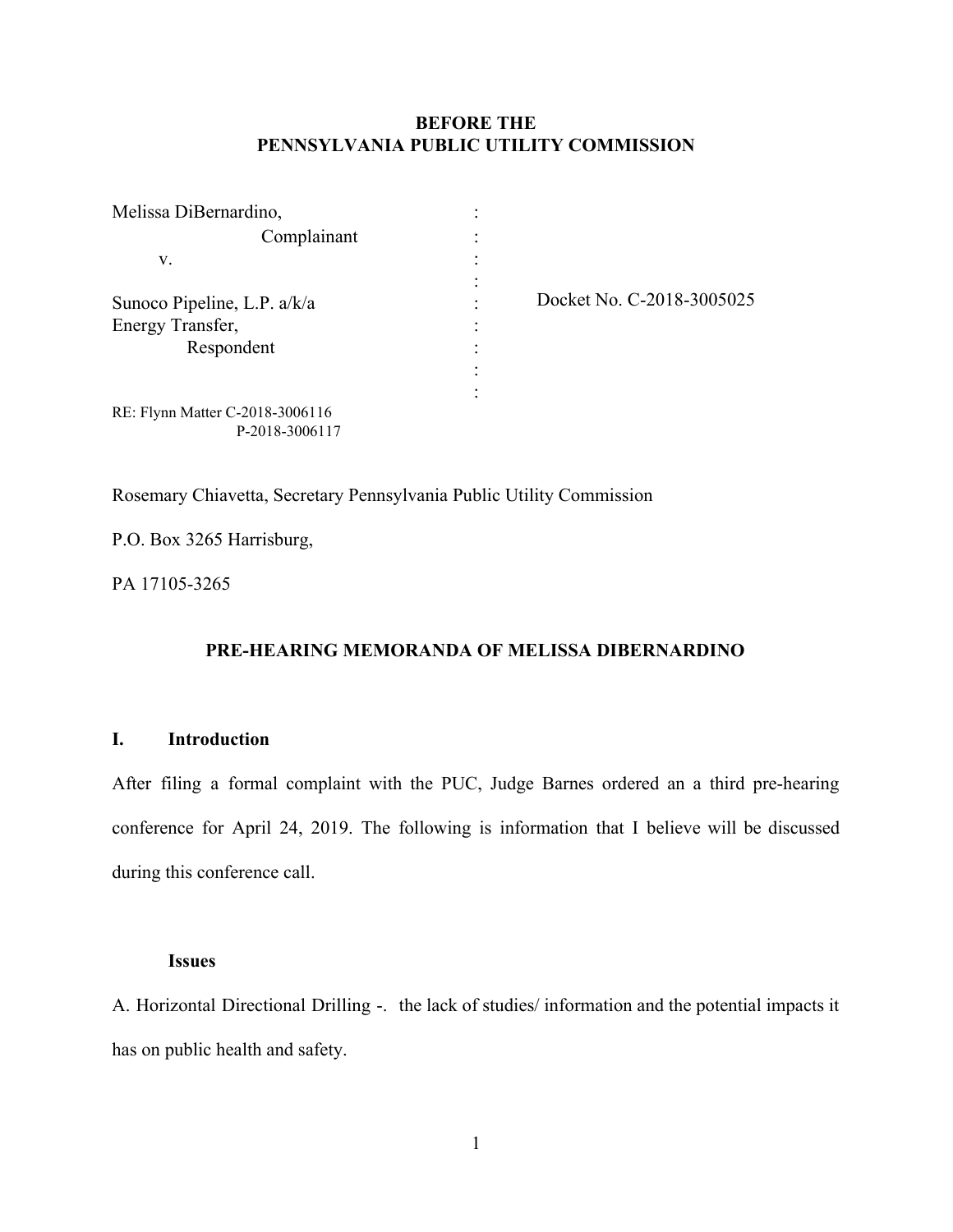**BEFORE THE**
**PENNSYLVANIA PUBLIC UTILITY COMMISSION**

| | | |
|---|---|---|
| Melissa DiBernardino, | : | |
| Complainant | : | |
| v. | : | |
| | : | |
| Sunoco Pipeline, L.P. a/k/a | : | Docket No. C-2018-3005025 |
| Energy Transfer, | : | |
| Respondent | : | |
| | : | |
| | : | |

RE: Flynn Matter C-2018-3006116
P-2018-3006117

Rosemary Chiavetta, Secretary Pennsylvania Public Utility Commission

P.O. Box 3265 Harrisburg,

PA 17105-3265

## PRE-HEARING MEMORANDA OF MELISSA DIBERNARDINO

### I. Introduction

After filing a formal complaint with the PUC, Judge Barnes ordered an a third pre-hearing conference for April 24, 2019. The following is information that I believe will be discussed during this conference call.

**Issues**

A. Horizontal Directional Drilling -. the lack of studies/ information and the potential impacts it has on public health and safety.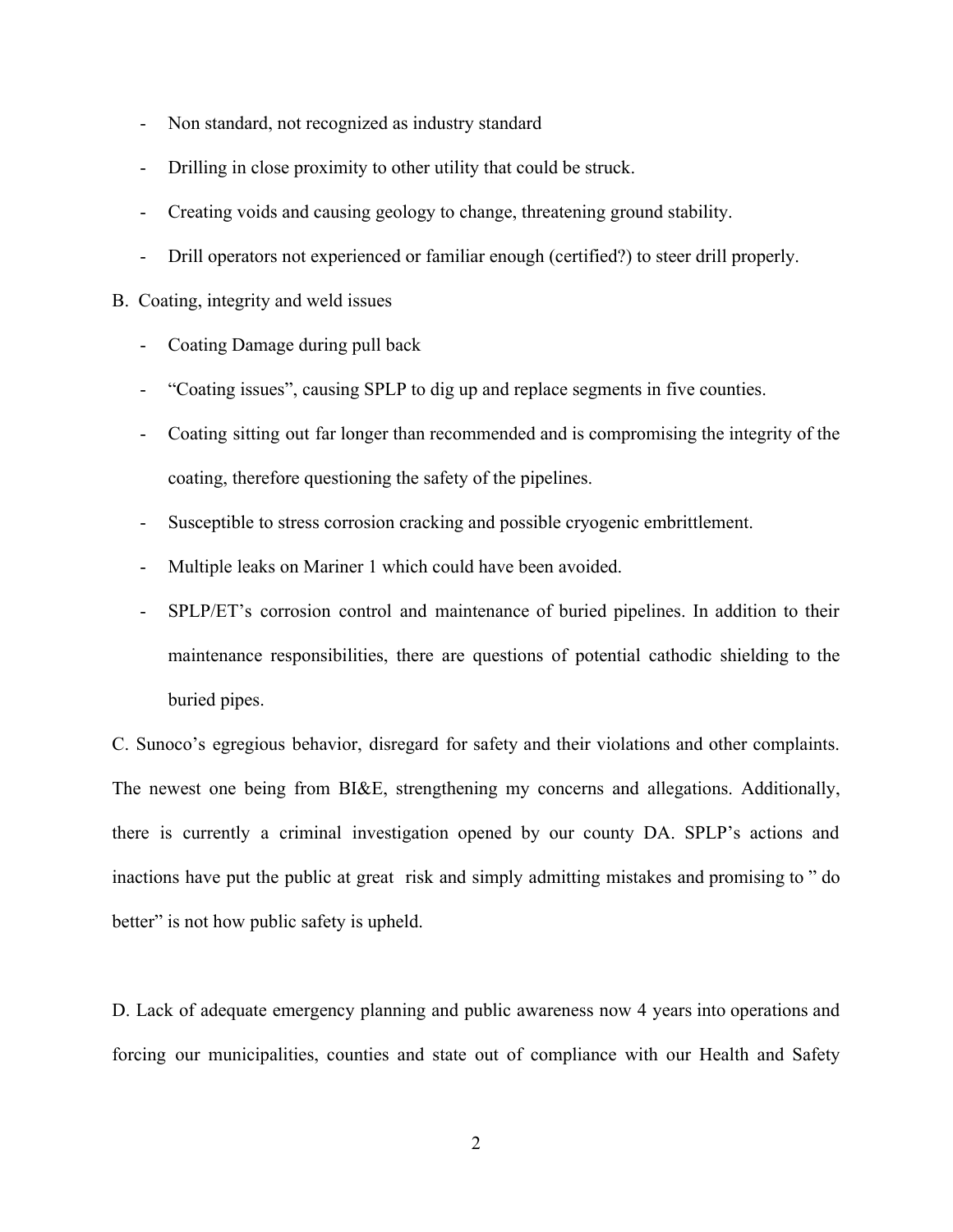- Non standard, not recognized as industry standard
- Drilling in close proximity to other utility that could be struck.
- Creating voids and causing geology to change, threatening ground stability.
- Drill operators not experienced or familiar enough (certified?) to steer drill properly.

B. Coating, integrity and weld issues

- Coating Damage during pull back
- "Coating issues", causing SPLP to dig up and replace segments in five counties.
- Coating sitting out far longer than recommended and is compromising the integrity of the coating, therefore questioning the safety of the pipelines.
- Susceptible to stress corrosion cracking and possible cryogenic embrittlement.
- Multiple leaks on Mariner 1 which could have been avoided.
- SPLP/ET's corrosion control and maintenance of buried pipelines. In addition to their maintenance responsibilities, there are questions of potential cathodic shielding to the buried pipes.

C. Sunoco's egregious behavior, disregard for safety and their violations and other complaints. The newest one being from BI&E, strengthening my concerns and allegations. Additionally, there is currently a criminal investigation opened by our county DA. SPLP's actions and inactions have put the public at great risk and simply admitting mistakes and promising to " do better" is not how public safety is upheld.

D. Lack of adequate emergency planning and public awareness now 4 years into operations and forcing our municipalities, counties and state out of compliance with our Health and Safety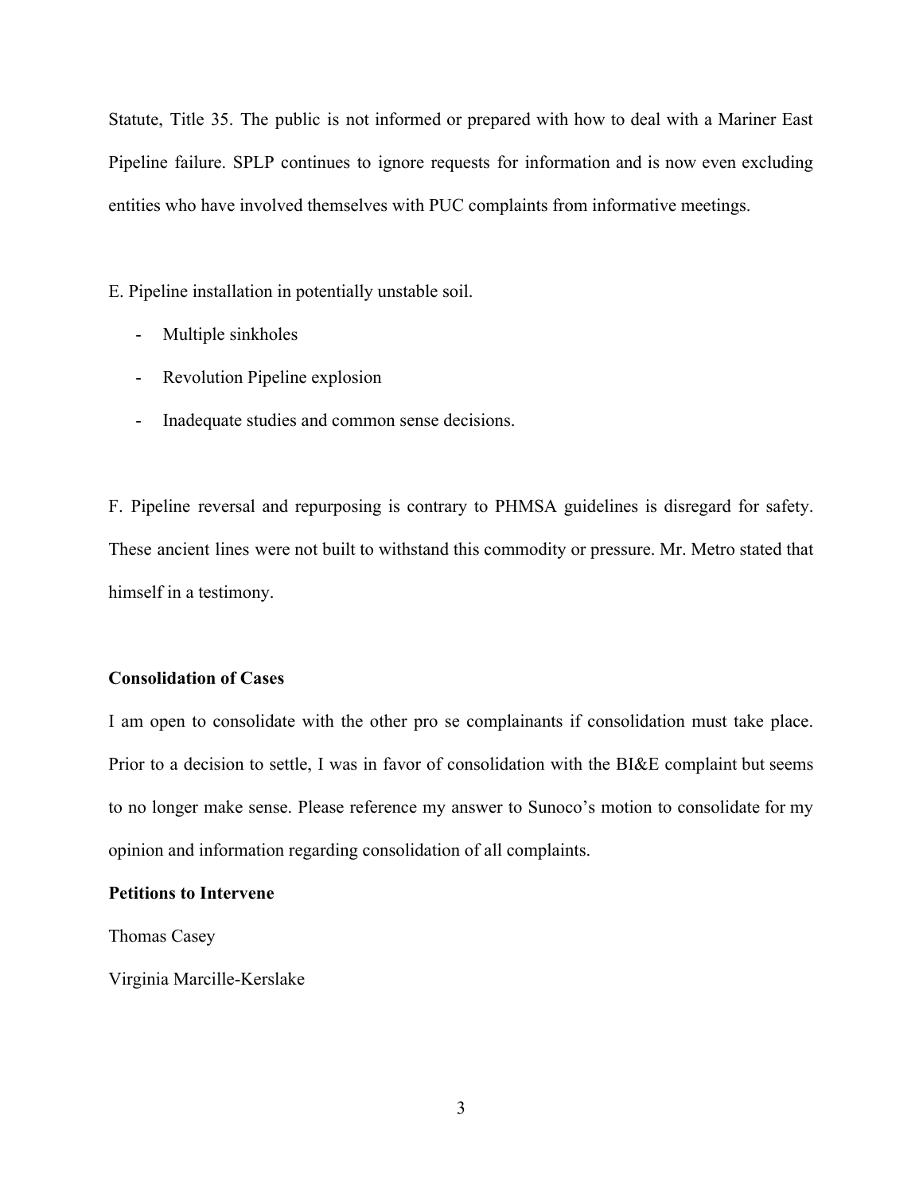Statute, Title 35. The public is not informed or prepared with how to deal with a Mariner East Pipeline failure. SPLP continues to ignore requests for information and is now even excluding entities who have involved themselves with PUC complaints from informative meetings.

E. Pipeline installation in potentially unstable soil.

- Multiple sinkholes
- Revolution Pipeline explosion
- Inadequate studies and common sense decisions.

F. Pipeline reversal and repurposing is contrary to PHMSA guidelines is disregard for safety. These ancient lines were not built to withstand this commodity or pressure. Mr. Metro stated that himself in a testimony.

**Consolidation of Cases**

I am open to consolidate with the other pro se complainants if consolidation must take place. Prior to a decision to settle, I was in favor of consolidation with the BI&E complaint but seems to no longer make sense. Please reference my answer to Sunoco's motion to consolidate for my opinion and information regarding consolidation of all complaints.

**Petitions to Intervene**

Thomas Casey

Virginia Marcille-Kerslake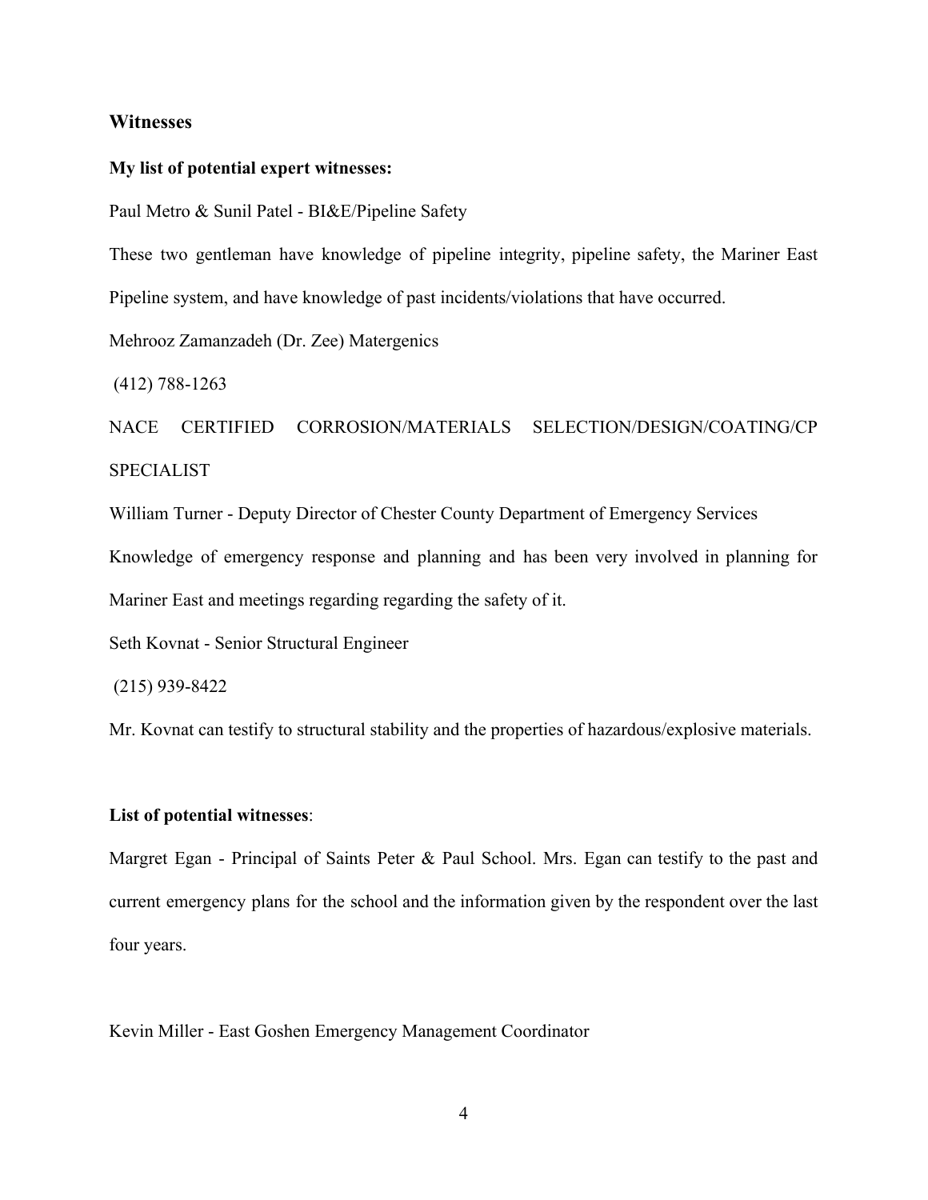### Witnesses

**My list of potential expert witnesses:**

Paul Metro & Sunil Patel - BI&E/Pipeline Safety

These two gentleman have knowledge of pipeline integrity, pipeline safety, the Mariner East Pipeline system, and have knowledge of past incidents/violations that have occurred.

Mehrooz Zamanzadeh (Dr. Zee) Matergenics

(412) 788-1263

NACE CERTIFIED CORROSION/MATERIALS SELECTION/DESIGN/COATING/CP SPECIALIST

William Turner - Deputy Director of Chester County Department of Emergency Services

Knowledge of emergency response and planning and has been very involved in planning for Mariner East and meetings regarding regarding the safety of it.

Seth Kovnat - Senior Structural Engineer

(215) 939-8422

Mr. Kovnat can testify to structural stability and the properties of hazardous/explosive materials.

**List of potential witnesses**:

Margret Egan - Principal of Saints Peter & Paul School. Mrs. Egan can testify to the past and current emergency plans for the school and the information given by the respondent over the last four years.

Kevin Miller - East Goshen Emergency Management Coordinator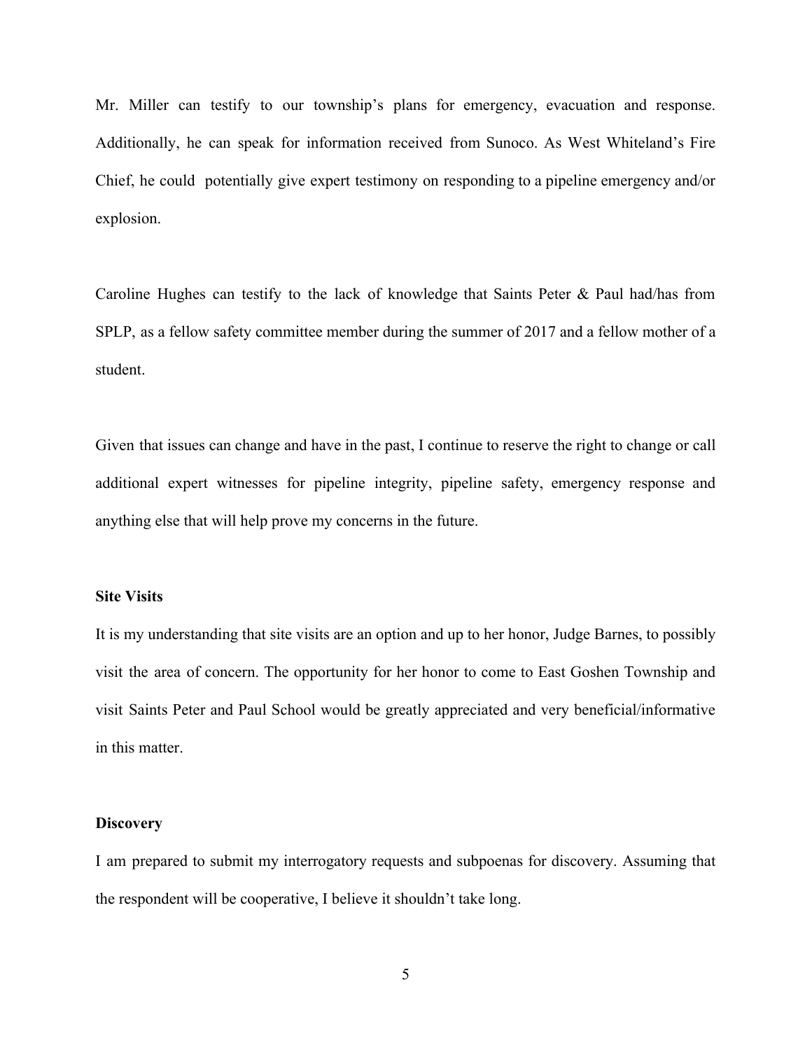Mr. Miller can testify to our township's plans for emergency, evacuation and response. Additionally, he can speak for information received from Sunoco. As West Whiteland's Fire Chief, he could potentially give expert testimony on responding to a pipeline emergency and/or explosion.

Caroline Hughes can testify to the lack of knowledge that Saints Peter & Paul had/has from SPLP, as a fellow safety committee member during the summer of 2017 and a fellow mother of a student.

Given that issues can change and have in the past, I continue to reserve the right to change or call additional expert witnesses for pipeline integrity, pipeline safety, emergency response and anything else that will help prove my concerns in the future.

**Site Visits**

It is my understanding that site visits are an option and up to her honor, Judge Barnes, to possibly visit the area of concern. The opportunity for her honor to come to East Goshen Township and visit Saints Peter and Paul School would be greatly appreciated and very beneficial/informative in this matter.

**Discovery**

I am prepared to submit my interrogatory requests and subpoenas for discovery. Assuming that the respondent will be cooperative, I believe it shouldn't take long.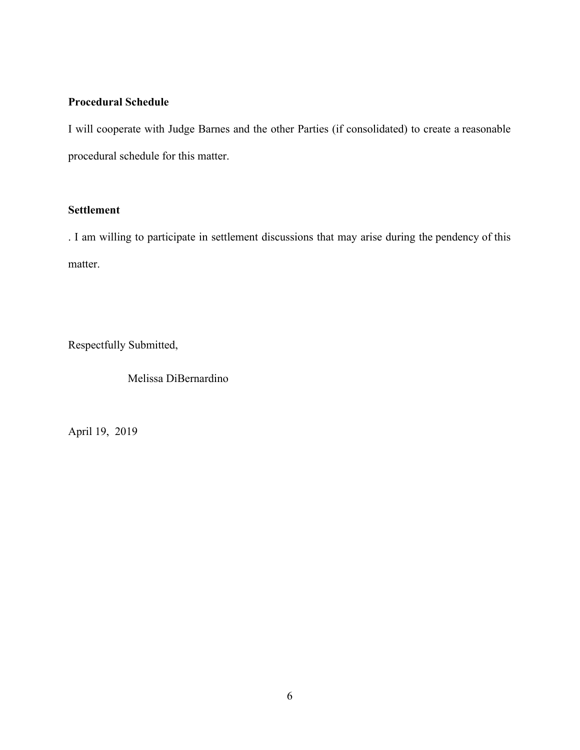**Procedural Schedule**

I will cooperate with Judge Barnes and the other Parties (if consolidated) to create a reasonable procedural schedule for this matter.

**Settlement**

. I am willing to participate in settlement discussions that may arise during the pendency of this matter.

Respectfully Submitted,

Melissa DiBernardino

April 19, 2019